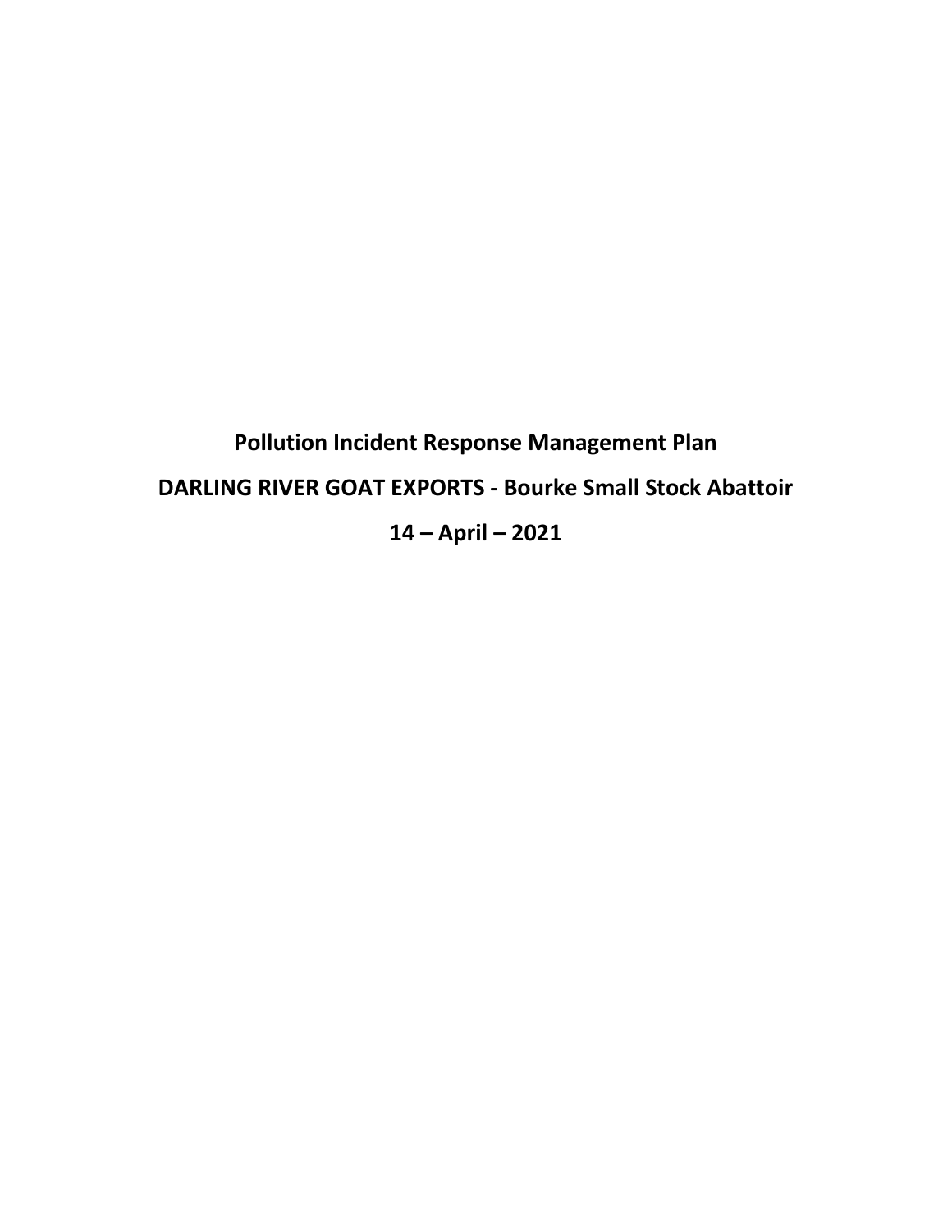# Pollution Incident Response Management Plan

# DARLING RIVER GOAT EXPORTS - Bourke Small Stock Abattoir

# 14 – April – 2021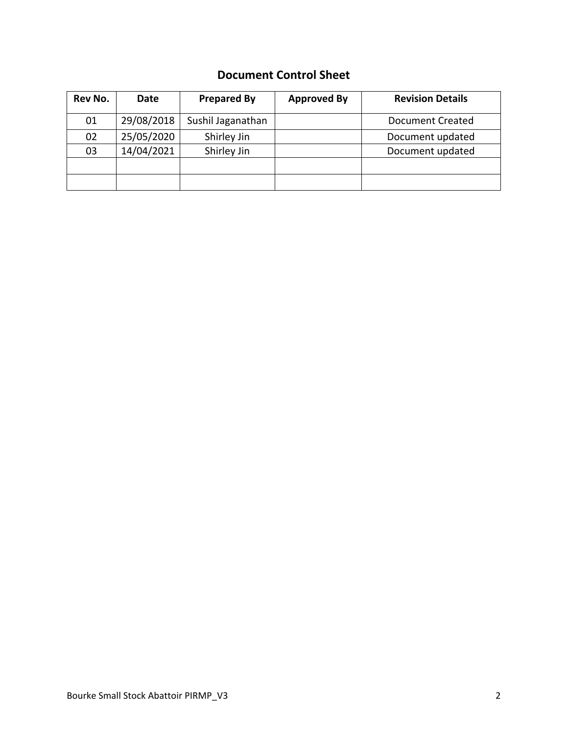## Document Control Sheet

| Rev No. | Date | Prepared By | Approved By | Revision Details |
|---|---|---|---|---|
| 01 | 29/08/2018 | Sushil Jaganathan | | Document Created |
| 02 | 25/05/2020 | Shirley Jin | | Document updated |
| 03 | 14/04/2021 | Shirley Jin | | Document updated |
| | | | | |
| | | | | |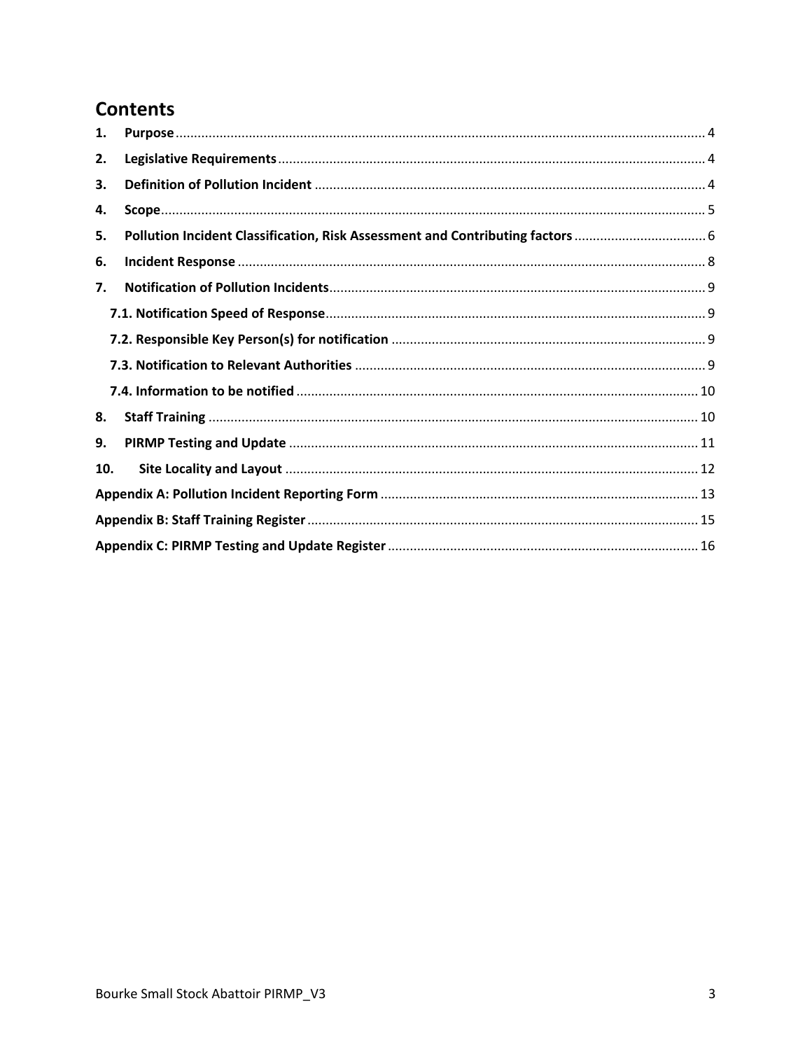# Contents

1. **Purpose** ........ 4
2. **Legislative Requirements** ........ 4
3. **Definition of Pollution Incident** ........ 4
4. **Scope** ........ 5
5. **Pollution Incident Classification, Risk Assessment and Contributing factors** ........ 6
6. **Incident Response** ........ 8
7. **Notification of Pollution Incidents** ........ 9
   - **7.1. Notification Speed of Response** ........ 9
   - **7.2. Responsible Key Person(s) for notification** ........ 9
   - **7.3. Notification to Relevant Authorities** ........ 9
   - **7.4. Information to be notified** ........ 10
8. **Staff Training** ........ 10
9. **PIRMP Testing and Update** ........ 11
10. **Site Locality and Layout** ........ 12

**Appendix A: Pollution Incident Reporting Form** ........ 13

**Appendix B: Staff Training Register** ........ 15

**Appendix C: PIRMP Testing and Update Register** ........ 16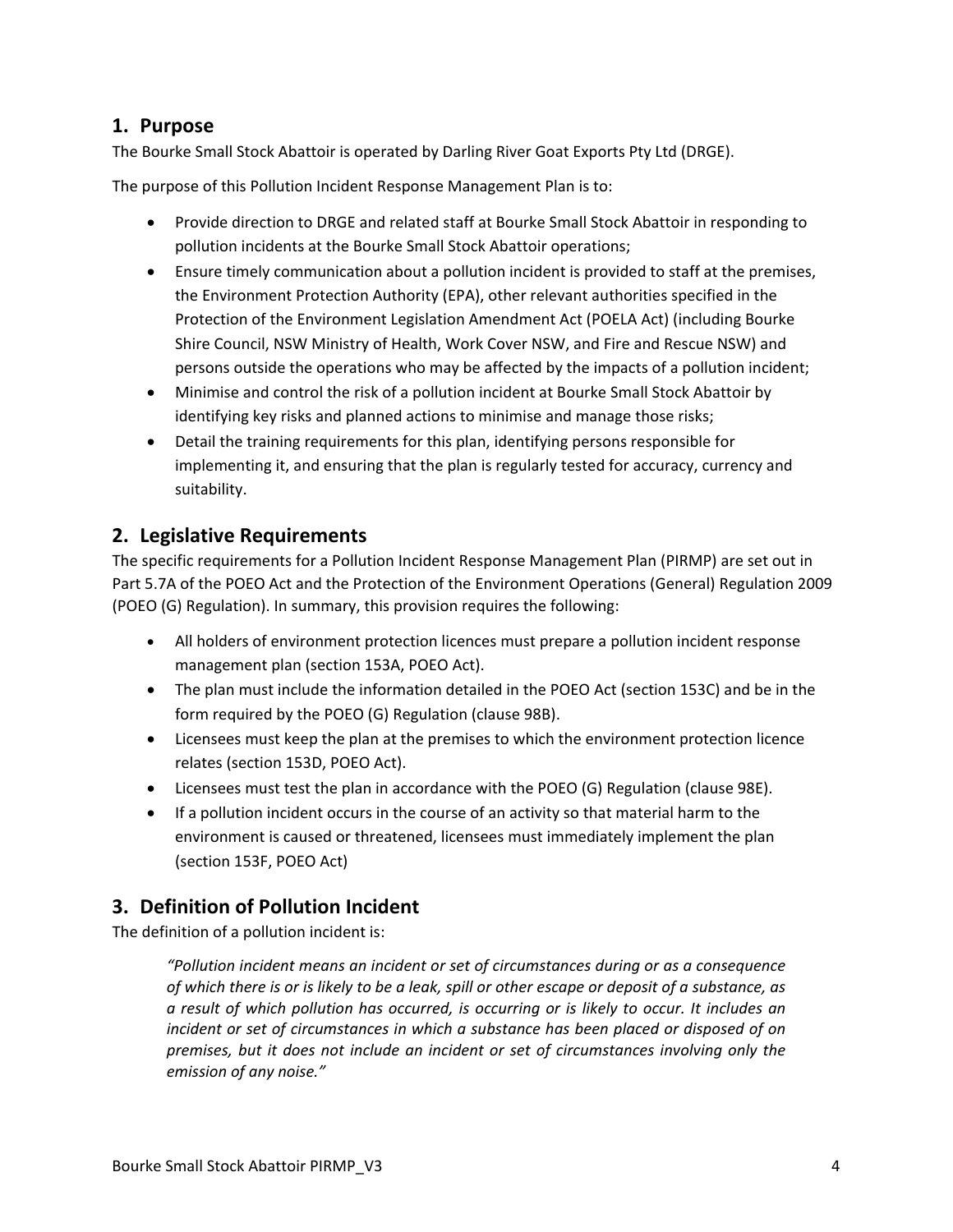## 1. Purpose

The Bourke Small Stock Abattoir is operated by Darling River Goat Exports Pty Ltd (DRGE).

The purpose of this Pollution Incident Response Management Plan is to:

- Provide direction to DRGE and related staff at Bourke Small Stock Abattoir in responding to pollution incidents at the Bourke Small Stock Abattoir operations;
- Ensure timely communication about a pollution incident is provided to staff at the premises, the Environment Protection Authority (EPA), other relevant authorities specified in the Protection of the Environment Legislation Amendment Act (POELA Act) (including Bourke Shire Council, NSW Ministry of Health, Work Cover NSW, and Fire and Rescue NSW) and persons outside the operations who may be affected by the impacts of a pollution incident;
- Minimise and control the risk of a pollution incident at Bourke Small Stock Abattoir by identifying key risks and planned actions to minimise and manage those risks;
- Detail the training requirements for this plan, identifying persons responsible for implementing it, and ensuring that the plan is regularly tested for accuracy, currency and suitability.

## 2. Legislative Requirements

The specific requirements for a Pollution Incident Response Management Plan (PIRMP) are set out in Part 5.7A of the POEO Act and the Protection of the Environment Operations (General) Regulation 2009 (POEO (G) Regulation). In summary, this provision requires the following:

- All holders of environment protection licences must prepare a pollution incident response management plan (section 153A, POEO Act).
- The plan must include the information detailed in the POEO Act (section 153C) and be in the form required by the POEO (G) Regulation (clause 98B).
- Licensees must keep the plan at the premises to which the environment protection licence relates (section 153D, POEO Act).
- Licensees must test the plan in accordance with the POEO (G) Regulation (clause 98E).
- If a pollution incident occurs in the course of an activity so that material harm to the environment is caused or threatened, licensees must immediately implement the plan (section 153F, POEO Act)

## 3. Definition of Pollution Incident

The definition of a pollution incident is:

> *"Pollution incident means an incident or set of circumstances during or as a consequence of which there is or is likely to be a leak, spill or other escape or deposit of a substance, as a result of which pollution has occurred, is occurring or is likely to occur. It includes an incident or set of circumstances in which a substance has been placed or disposed of on premises, but it does not include an incident or set of circumstances involving only the emission of any noise."*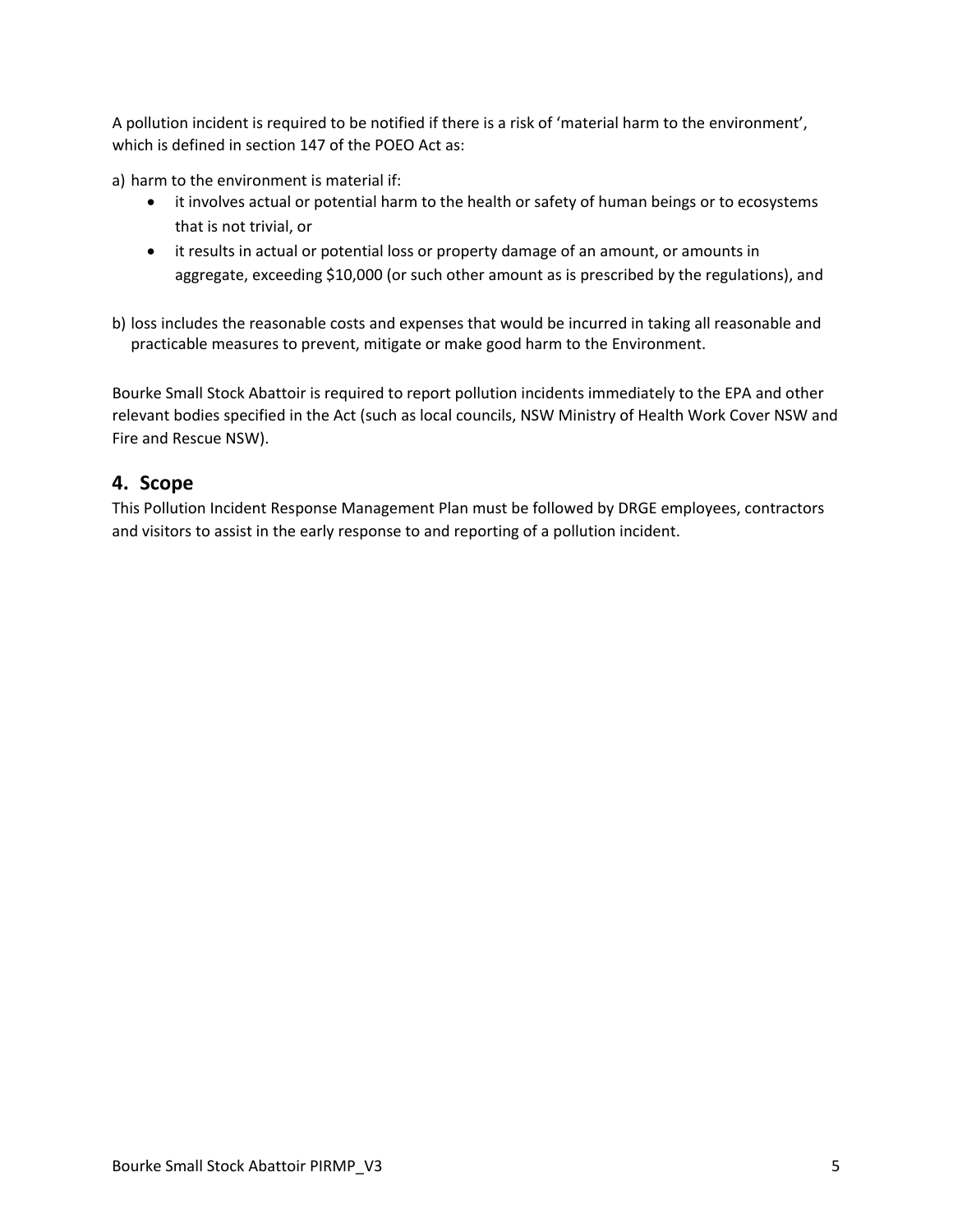A pollution incident is required to be notified if there is a risk of 'material harm to the environment', which is defined in section 147 of the POEO Act as:

a) harm to the environment is material if:
   - it involves actual or potential harm to the health or safety of human beings or to ecosystems that is not trivial, or
   - it results in actual or potential loss or property damage of an amount, or amounts in aggregate, exceeding $10,000 (or such other amount as is prescribed by the regulations), and

b) loss includes the reasonable costs and expenses that would be incurred in taking all reasonable and practicable measures to prevent, mitigate or make good harm to the Environment.

Bourke Small Stock Abattoir is required to report pollution incidents immediately to the EPA and other relevant bodies specified in the Act (such as local councils, NSW Ministry of Health Work Cover NSW and Fire and Rescue NSW).

## 4. Scope

This Pollution Incident Response Management Plan must be followed by DRGE employees, contractors and visitors to assist in the early response to and reporting of a pollution incident.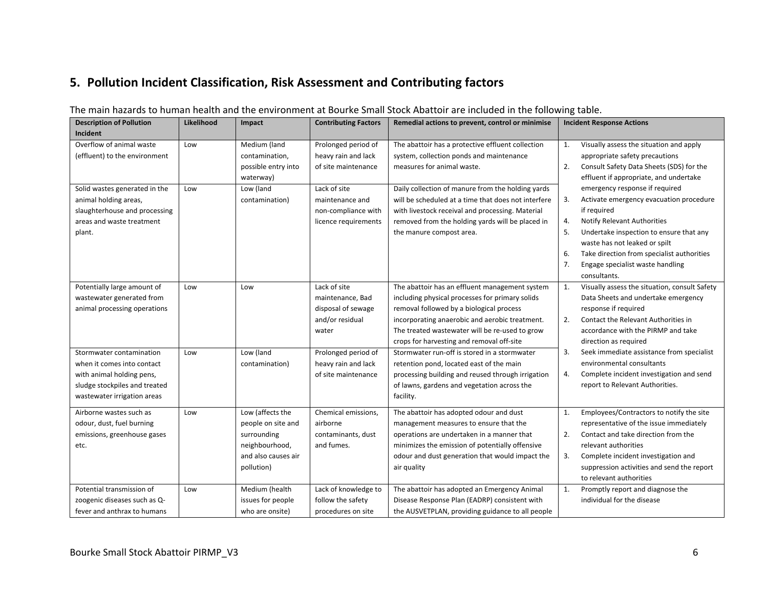## 5. Pollution Incident Classification, Risk Assessment and Contributing factors

The main hazards to human health and the environment at Bourke Small Stock Abattoir are included in the following table.

| Description of Pollution Incident | Likelihood | Impact | Contributing Factors | Remedial actions to prevent, control or minimise | Incident Response Actions |
|---|---|---|---|---|---|
| Overflow of animal waste (effluent) to the environment | Low | Medium (land contamination, possible entry into waterway) | Prolonged period of heavy rain and lack of site maintenance | The abattoir has a protective effluent collection system, collection ponds and maintenance measures for animal waste. | 1. Visually assess the situation and apply appropriate safety precautions<br>2. Consult Safety Data Sheets (SDS) for the effluent if appropriate, and undertake emergency response if required<br>3. Activate emergency evacuation procedure if required<br>4. Notify Relevant Authorities<br>5. Undertake inspection to ensure that any waste has not leaked or spilt<br>6. Take direction from specialist authorities<br>7. Engage specialist waste handling consultants. |
| Solid wastes generated in the animal holding areas, slaughterhouse and processing areas and waste treatment plant. | Low | Low (land contamination) | Lack of site maintenance and non-compliance with licence requirements | Daily collection of manure from the holding yards will be scheduled at a time that does not interfere with livestock receival and processing. Material removed from the holding yards will be placed in the manure compost area. | |
| Potentially large amount of wastewater generated from animal processing operations | Low | Low | Lack of site maintenance, Bad disposal of sewage and/or residual water | The abattoir has an effluent management system including physical processes for primary solids removal followed by a biological process incorporating anaerobic and aerobic treatment. The treated wastewater will be re-used to grow crops for harvesting and removal off-site | 1. Visually assess the situation, consult Safety Data Sheets and undertake emergency response if required<br>2. Contact the Relevant Authorities in accordance with the PIRMP and take direction as required<br>3. Seek immediate assistance from specialist environmental consultants<br>4. Complete incident investigation and send report to Relevant Authorities. |
| Stormwater contamination when it comes into contact with animal holding pens, sludge stockpiles and treated wastewater irrigation areas | Low | Low (land contamination) | Prolonged period of heavy rain and lack of site maintenance | Stormwater run-off is stored in a stormwater retention pond, located east of the main processing building and reused through irrigation of lawns, gardens and vegetation across the facility. | |
| Airborne wastes such as odour, dust, fuel burning emissions, greenhouse gases etc. | Low | Low (affects the people on site and surrounding neighbourhood, and also causes air pollution) | Chemical emissions, airborne contaminants, dust and fumes. | The abattoir has adopted odour and dust management measures to ensure that the operations are undertaken in a manner that minimizes the emission of potentially offensive odour and dust generation that would impact the air quality | 1. Employees/Contractors to notify the site representative of the issue immediately<br>2. Contact and take direction from the relevant authorities<br>3. Complete incident investigation and suppression activities and send the report to relevant authorities |
| Potential transmission of zoogenic diseases such as Q-fever and anthrax to humans | Low | Medium (health issues for people who are onsite) | Lack of knowledge to follow the safety procedures on site | The abattoir has adopted an Emergency Animal Disease Response Plan (EADRP) consistent with the AUSVETPLAN, providing guidance to all people | 1. Promptly report and diagnose the individual for the disease |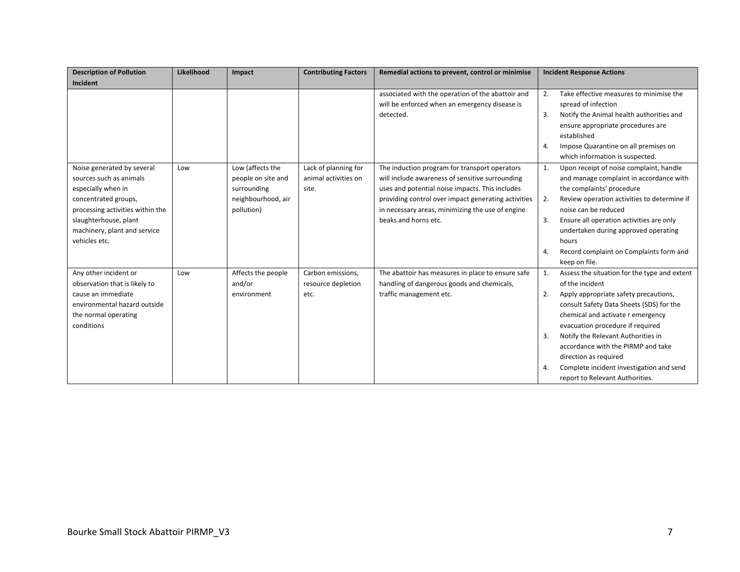| Description of Pollution Incident | Likelihood | Impact | Contributing Factors | Remedial actions to prevent, control or minimise | Incident Response Actions |
|---|---|---|---|---|---|
| | | | | associated with the operation of the abattoir and will be enforced when an emergency disease is detected. | 2. Take effective measures to minimise the spread of infection<br>3. Notify the Animal health authorities and ensure appropriate procedures are established<br>4. Impose Quarantine on all premises on which information is suspected. |
| Noise generated by several sources such as animals especially when in concentrated groups, processing activities within the slaughterhouse, plant machinery, plant and service vehicles etc. | Low | Low (affects the people on site and surrounding neighbourhood, air pollution) | Lack of planning for animal activities on site. | The induction program for transport operators will include awareness of sensitive surrounding uses and potential noise impacts. This includes providing control over impact generating activities in necessary areas, minimizing the use of engine beaks and horns etc. | 1. Upon receipt of noise complaint, handle and manage complaint in accordance with the complaints' procedure<br>2. Review operation activities to determine if noise can be reduced<br>3. Ensure all operation activities are only undertaken during approved operating hours<br>4. Record complaint on Complaints form and keep on file. |
| Any other incident or observation that is likely to cause an immediate environmental hazard outside the normal operating conditions | Low | Affects the people and/or environment | Carbon emissions, resource depletion etc. | The abattoir has measures in place to ensure safe handling of dangerous goods and chemicals, traffic management etc. | 1. Assess the situation for the type and extent of the incident<br>2. Apply appropriate safety precautions, consult Safety Data Sheets (SDS) for the chemical and activate r emergency evacuation procedure if required<br>3. Notify the Relevant Authorities in accordance with the PIRMP and take direction as required<br>4. Complete incident investigation and send report to Relevant Authorities. |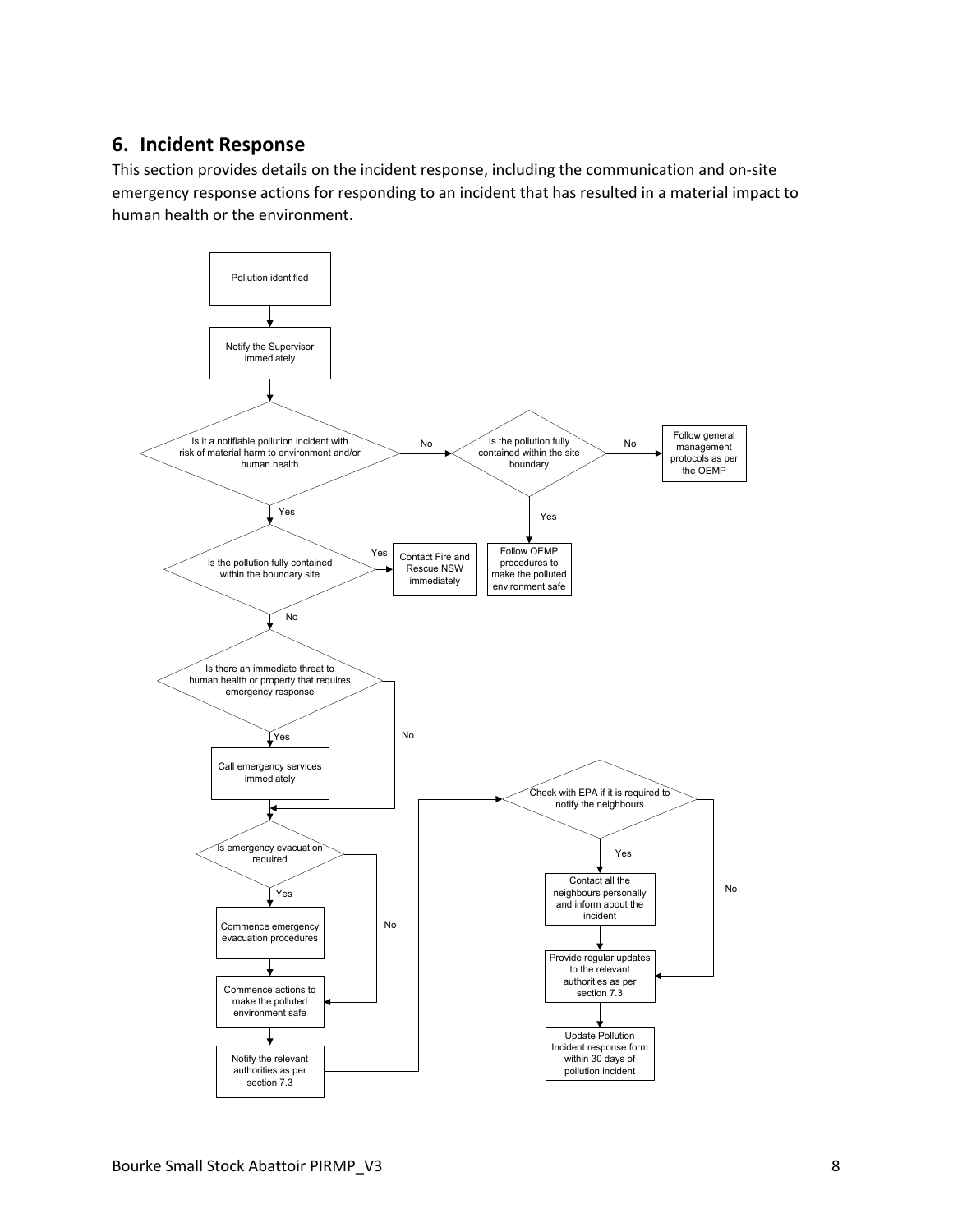## 6. Incident Response

This section provides details on the incident response, including the communication and on-site emergency response actions for responding to an incident that has resulted in a material impact to human health or the environment.

- Pollution identified
- Notify the Supervisor immediately
- Is it a notifiable pollution incident with risk of material harm to environment and/or human health
  - No → Is the pollution fully contained within the site boundary
    - No → Follow general management protocols as per the OEMP
    - Yes → Follow OEMP procedures to make the polluted environment safe
  - Yes → Is the pollution fully contained within the boundary site
    - Yes → Contact Fire and Rescue NSW immediately
    - No → Is there an immediate threat to human health or property that requires emergency response
      - Yes → Call emergency services immediately
      - No
- Is emergency evacuation required
  - Yes → Commence emergency evacuation procedures
  - No
- Commence actions to make the polluted environment safe
- Notify the relevant authorities as per section 7.3
- Check with EPA if it is required to notify the neighbours
  - Yes → Contact all the neighbours personally and inform about the incident
  - No
- Provide regular updates to the relevant authorities as per section 7.3
- Update Pollution Incident response form within 30 days of pollution incident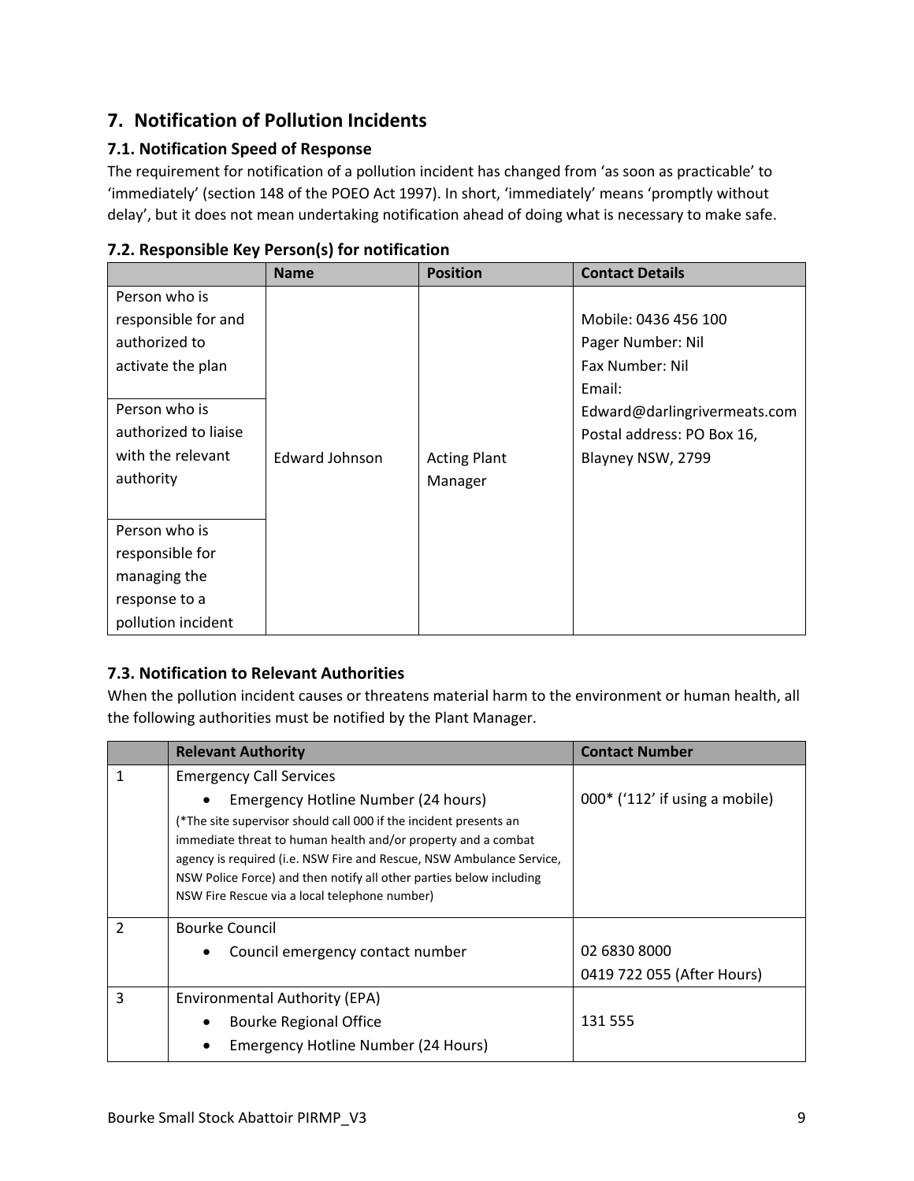## 7. Notification of Pollution Incidents

### 7.1. Notification Speed of Response

The requirement for notification of a pollution incident has changed from 'as soon as practicable' to 'immediately' (section 148 of the POEO Act 1997). In short, 'immediately' means 'promptly without delay', but it does not mean undertaking notification ahead of doing what is necessary to make safe.

### 7.2. Responsible Key Person(s) for notification

| | Name | Position | Contact Details |
|---|---|---|---|
| Person who is responsible for and authorized to activate the plan<br><br>Person who is authorized to liaise with the relevant authority<br><br>Person who is responsible for managing the response to a pollution incident | Edward Johnson | Acting Plant Manager | Mobile: 0436 456 100<br>Pager Number: Nil<br>Fax Number: Nil<br>Email: Edward@darlingrivermeats.com<br>Postal address: PO Box 16, Blayney NSW, 2799 |

### 7.3. Notification to Relevant Authorities

When the pollution incident causes or threatens material harm to the environment or human health, all the following authorities must be notified by the Plant Manager.

| | Relevant Authority | Contact Number |
|---|---|---|
| 1 | Emergency Call Services<br>• Emergency Hotline Number (24 hours)<br>(*The site supervisor should call 000 if the incident presents an immediate threat to human health and/or property and a combat agency is required (i.e. NSW Fire and Rescue, NSW Ambulance Service, NSW Police Force) and then notify all other parties below including NSW Fire Rescue via a local telephone number) | 000* ('112' if using a mobile) |
| 2 | Bourke Council<br>• Council emergency contact number | 02 6830 8000<br>0419 722 055 (After Hours) |
| 3 | Environmental Authority (EPA)<br>• Bourke Regional Office<br>• Emergency Hotline Number (24 Hours) | 131 555 |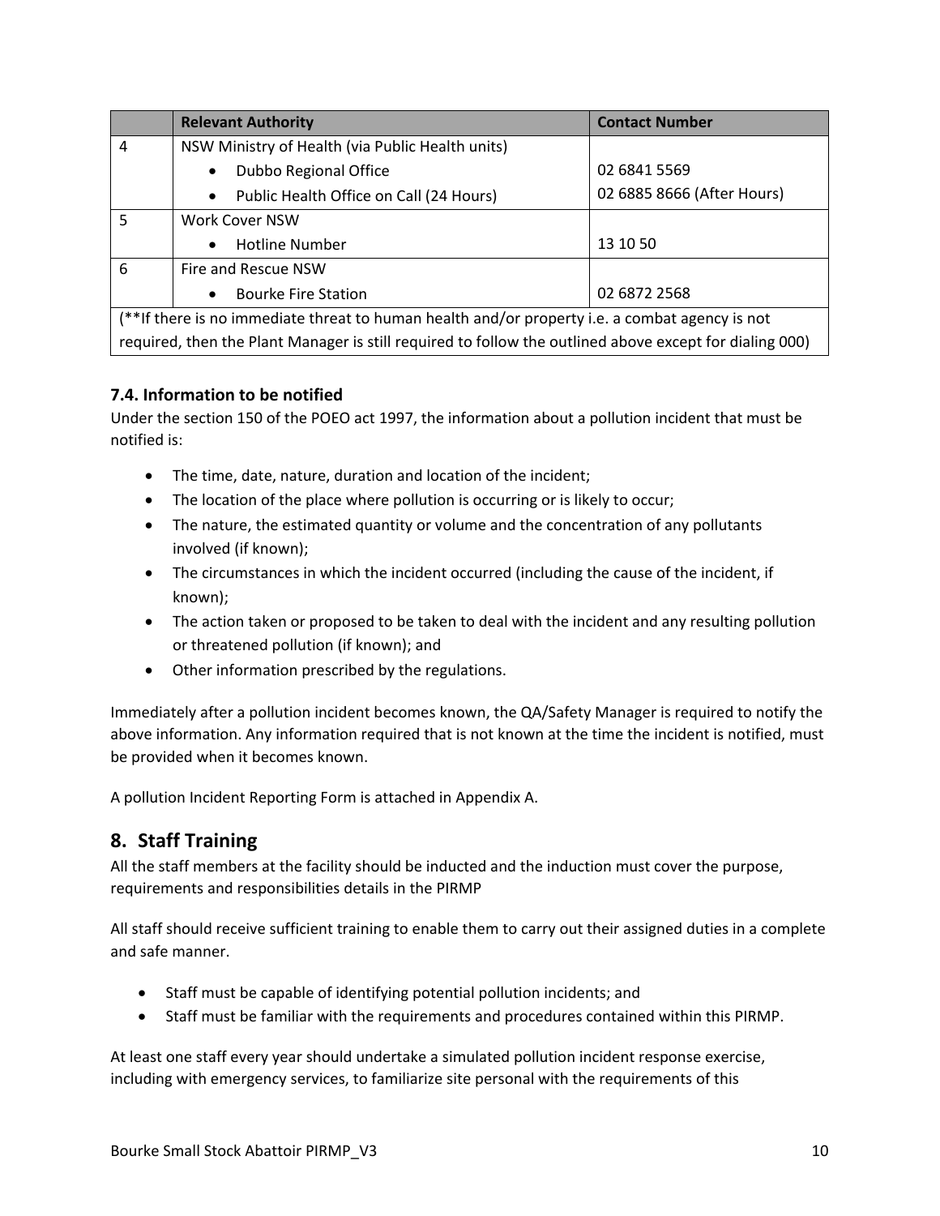| | Relevant Authority | Contact Number |
|---|---|---|
| 4 | NSW Ministry of Health (via Public Health units)<br>• Dubbo Regional Office<br>• Public Health Office on Call (24 Hours) | <br>02 6841 5569<br>02 6885 8666 (After Hours) |
| 5 | Work Cover NSW<br>• Hotline Number | <br>13 10 50 |
| 6 | Fire and Rescue NSW<br>• Bourke Fire Station | <br>02 6872 2568 |
| (**If there is no immediate threat to human health and/or property i.e. a combat agency is not required, then the Plant Manager is still required to follow the outlined above except for dialing 000) | | |

### 7.4. Information to be notified

Under the section 150 of the POEO act 1997, the information about a pollution incident that must be notified is:

- The time, date, nature, duration and location of the incident;
- The location of the place where pollution is occurring or is likely to occur;
- The nature, the estimated quantity or volume and the concentration of any pollutants involved (if known);
- The circumstances in which the incident occurred (including the cause of the incident, if known);
- The action taken or proposed to be taken to deal with the incident and any resulting pollution or threatened pollution (if known); and
- Other information prescribed by the regulations.

Immediately after a pollution incident becomes known, the QA/Safety Manager is required to notify the above information. Any information required that is not known at the time the incident is notified, must be provided when it becomes known.

A pollution Incident Reporting Form is attached in Appendix A.

## 8. Staff Training

All the staff members at the facility should be inducted and the induction must cover the purpose, requirements and responsibilities details in the PIRMP

All staff should receive sufficient training to enable them to carry out their assigned duties in a complete and safe manner.

- Staff must be capable of identifying potential pollution incidents; and
- Staff must be familiar with the requirements and procedures contained within this PIRMP.

At least one staff every year should undertake a simulated pollution incident response exercise, including with emergency services, to familiarize site personal with the requirements of this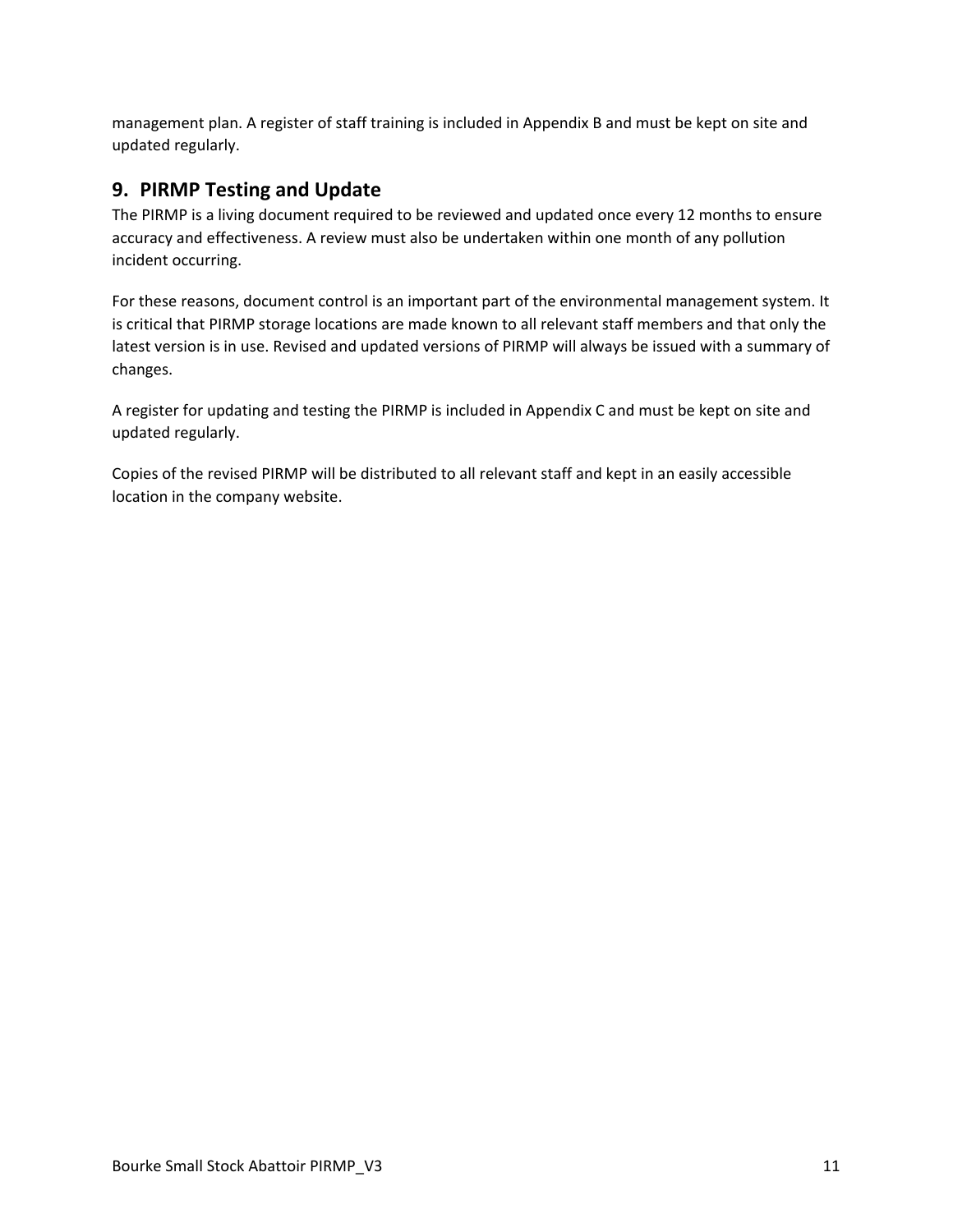management plan. A register of staff training is included in Appendix B and must be kept on site and updated regularly.

## 9. PIRMP Testing and Update

The PIRMP is a living document required to be reviewed and updated once every 12 months to ensure accuracy and effectiveness. A review must also be undertaken within one month of any pollution incident occurring.

For these reasons, document control is an important part of the environmental management system. It is critical that PIRMP storage locations are made known to all relevant staff members and that only the latest version is in use. Revised and updated versions of PIRMP will always be issued with a summary of changes.

A register for updating and testing the PIRMP is included in Appendix C and must be kept on site and updated regularly.

Copies of the revised PIRMP will be distributed to all relevant staff and kept in an easily accessible location in the company website.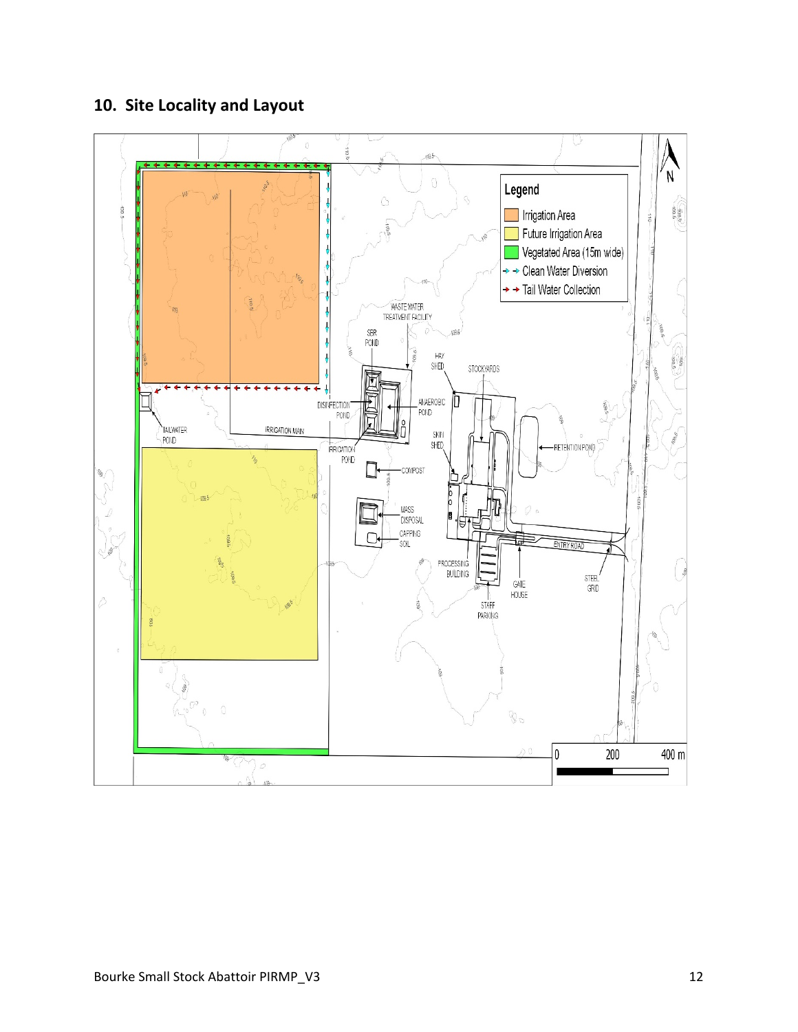## 10. Site Locality and Layout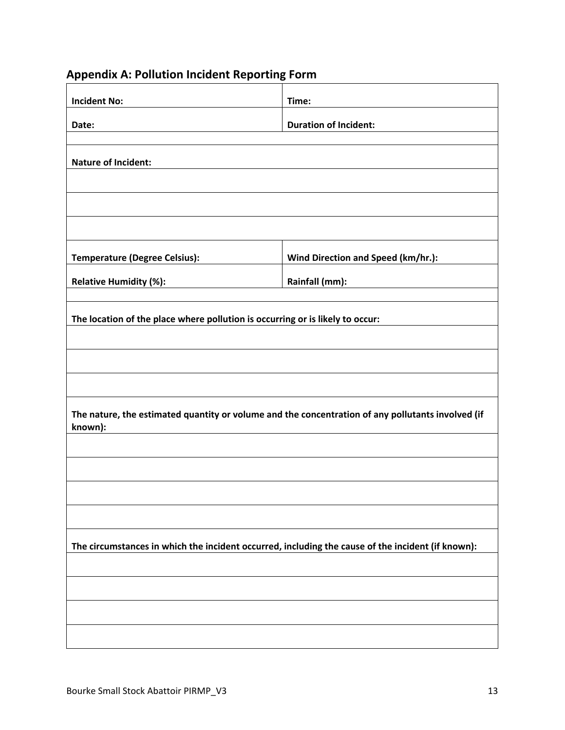## Appendix A: Pollution Incident Reporting Form

| **Incident No:** | **Time:** |
|---|---|
| **Date:** | **Duration of Incident:** |
| | |
| **Nature of Incident:** | |
| | |
| | |
| | |
| **Temperature (Degree Celsius):** | **Wind Direction and Speed (km/hr.):** |
| **Relative Humidity (%):** | **Rainfall (mm):** |
| | |
| **The location of the place where pollution is occurring or is likely to occur:** | |
| | |
| | |
| | |
| **The nature, the estimated quantity or volume and the concentration of any pollutants involved (if known):** | |
| | |
| | |
| | |
| | |
| **The circumstances in which the incident occurred, including the cause of the incident (if known):** | |
| | |
| | |
| | |
| | |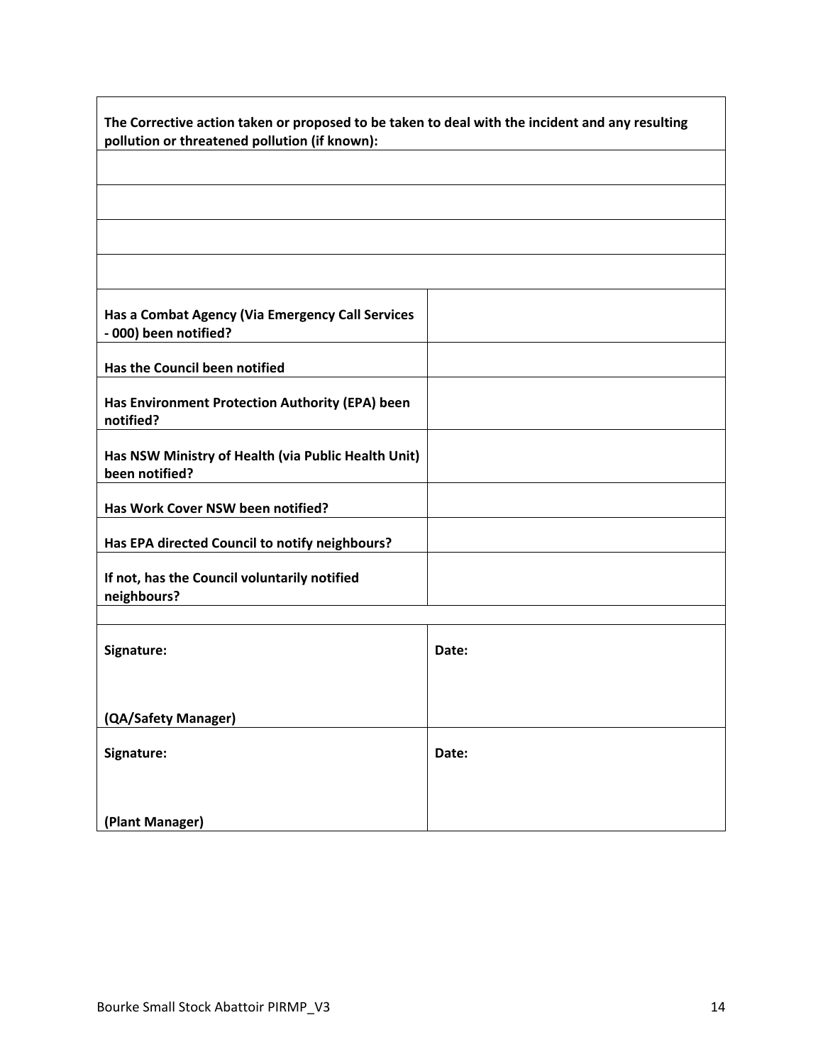| **The Corrective action taken or proposed to be taken to deal with the incident and any resulting pollution or threatened pollution (if known):** | |
| --- | --- |
| | |
| | |
| | |
| | |
| **Has a Combat Agency (Via Emergency Call Services - 000) been notified?** | |
| **Has the Council been notified** | |
| **Has Environment Protection Authority (EPA) been notified?** | |
| **Has NSW Ministry of Health (via Public Health Unit) been notified?** | |
| **Has Work Cover NSW been notified?** | |
| **Has EPA directed Council to notify neighbours?** | |
| **If not, has the Council voluntarily notified neighbours?** | |
| | |
| **Signature:**<br><br>**(QA/Safety Manager)** | **Date:** |
| **Signature:**<br><br>**(Plant Manager)** | **Date:** |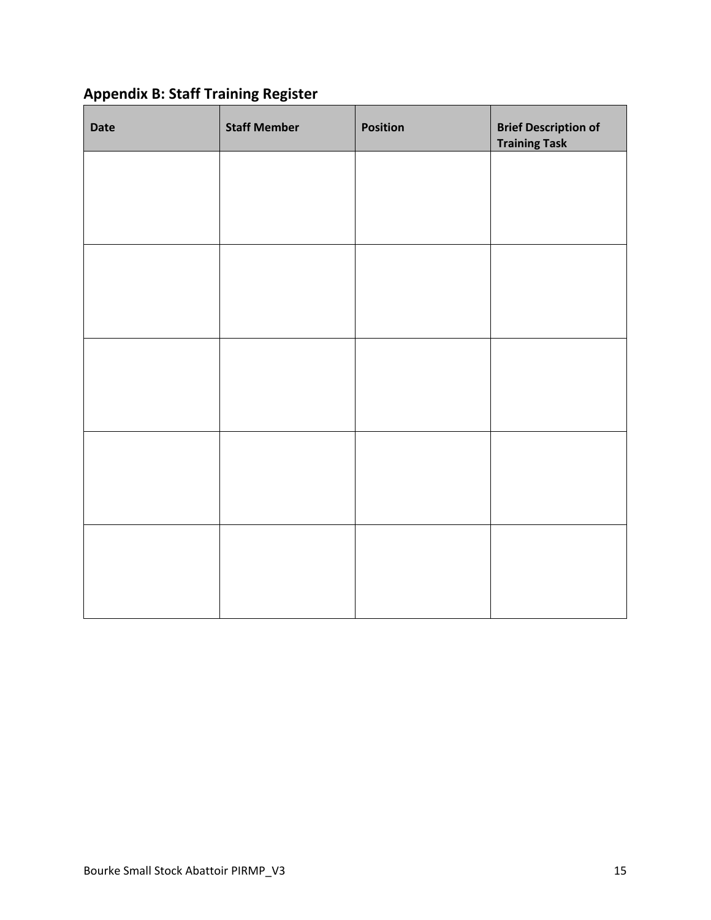## Appendix B: Staff Training Register

| Date | Staff Member | Position | Brief Description of Training Task |
| --- | --- | --- | --- |
| | | | |
| | | | |
| | | | |
| | | | |
| | | | |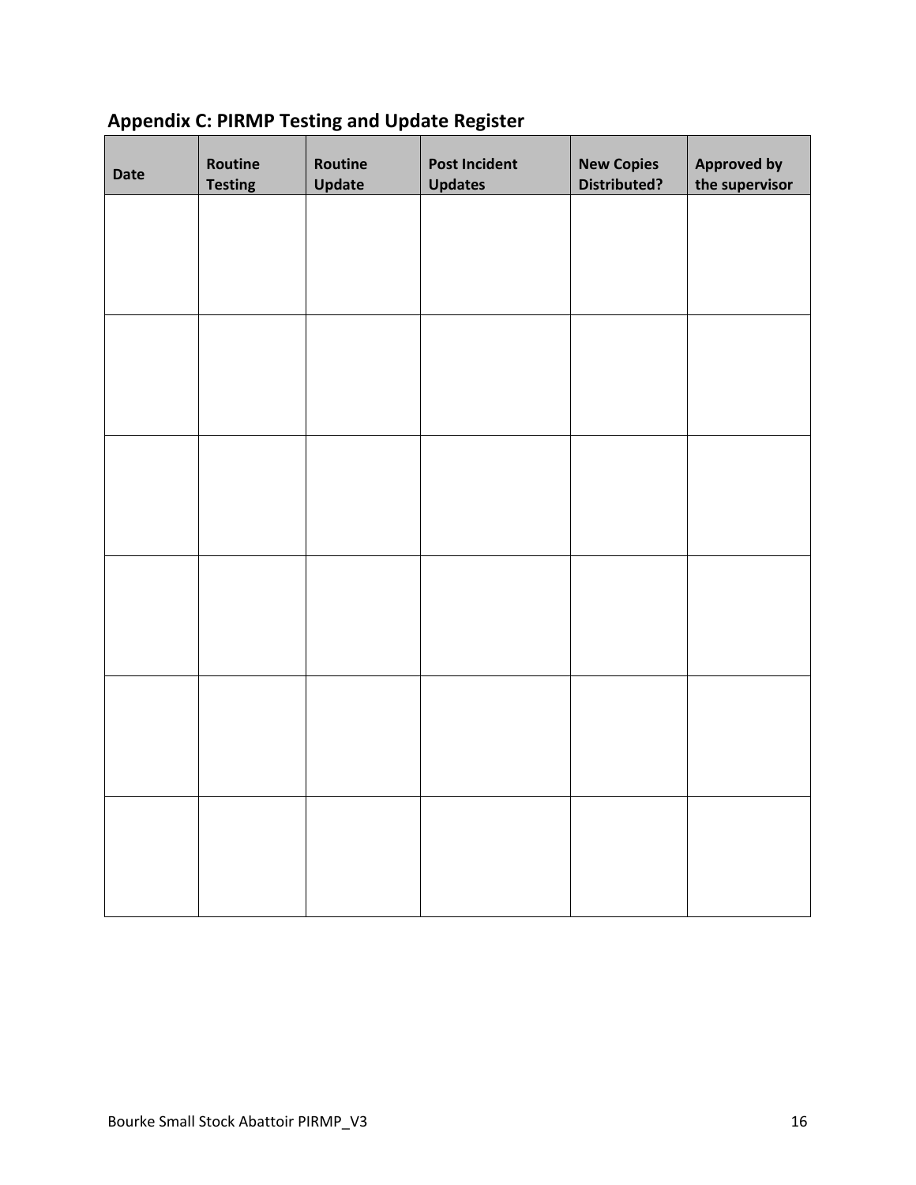## Appendix C: PIRMP Testing and Update Register

| Date | Routine Testing | Routine Update | Post Incident Updates | New Copies Distributed? | Approved by the supervisor |
|---|---|---|---|---|---|
| | | | | | |
| | | | | | |
| | | | | | |
| | | | | | |
| | | | | | |
| | | | | | |